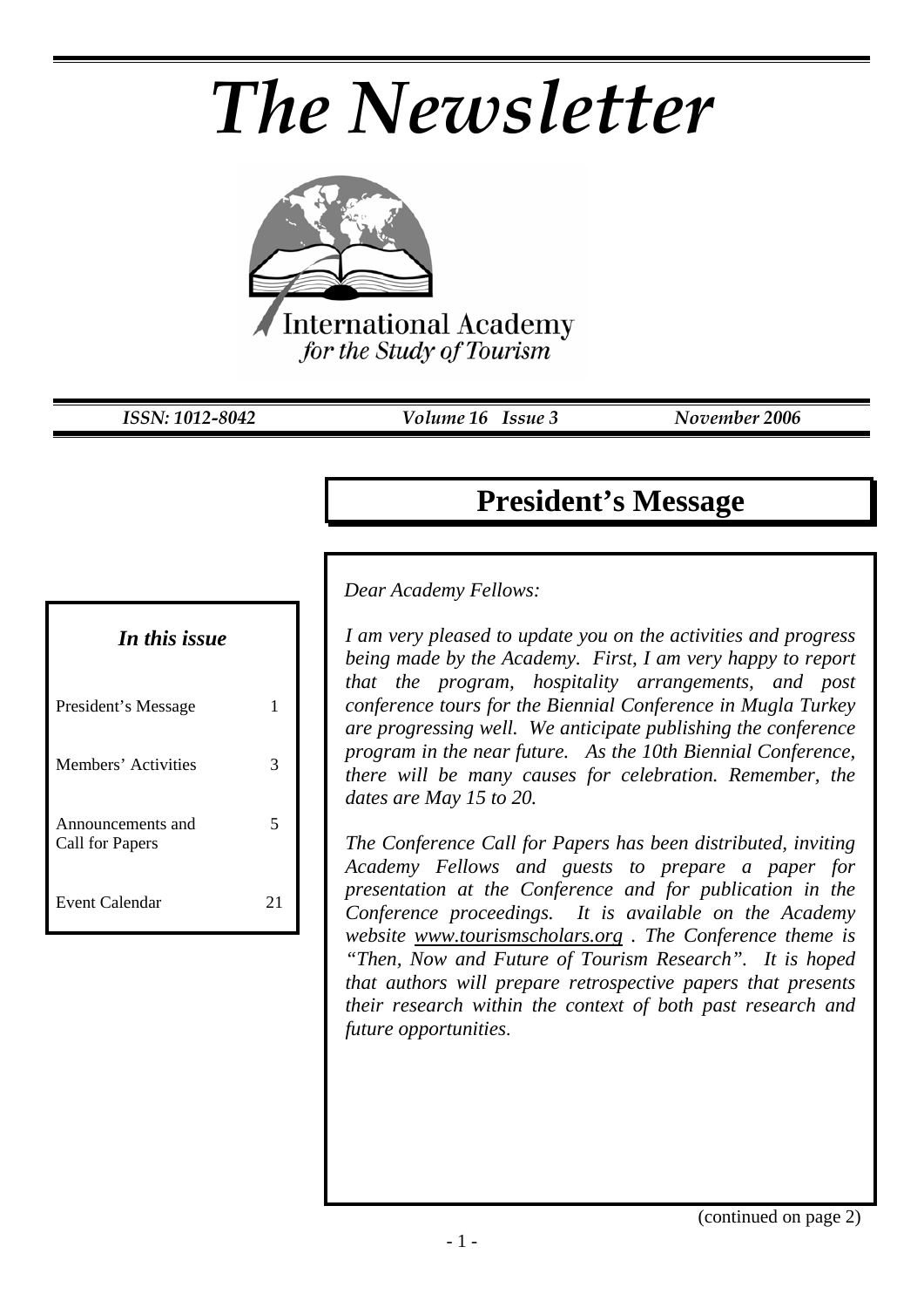# The Newsletter

International Academy
*for the Study of Tourism*

*ISSN: 1012-8042* *Volume 16 Issue 3* *November 2006*

## President's Message

***In this issue***

| | |
|---|---|
| President's Message | 1 |
| Members' Activities | 3 |
| Announcements and Call for Papers | 5 |
| Event Calendar | 21 |

*Dear Academy Fellows:*

*I am very pleased to update you on the activities and progress being made by the Academy. First, I am very happy to report that the program, hospitality arrangements, and post conference tours for the Biennial Conference in Mugla Turkey are progressing well. We anticipate publishing the conference program in the near future. As the 10th Biennial Conference, there will be many causes for celebration. Remember, the dates are May 15 to 20.*

*The Conference Call for Papers has been distributed, inviting Academy Fellows and guests to prepare a paper for presentation at the Conference and for publication in the Conference proceedings. It is available on the Academy website* ***www.tourismscholars.org*** *. The Conference theme is "Then, Now and Future of Tourism Research". It is hoped that authors will prepare retrospective papers that presents their research within the context of both past research and future opportunities.*

(continued on page 2)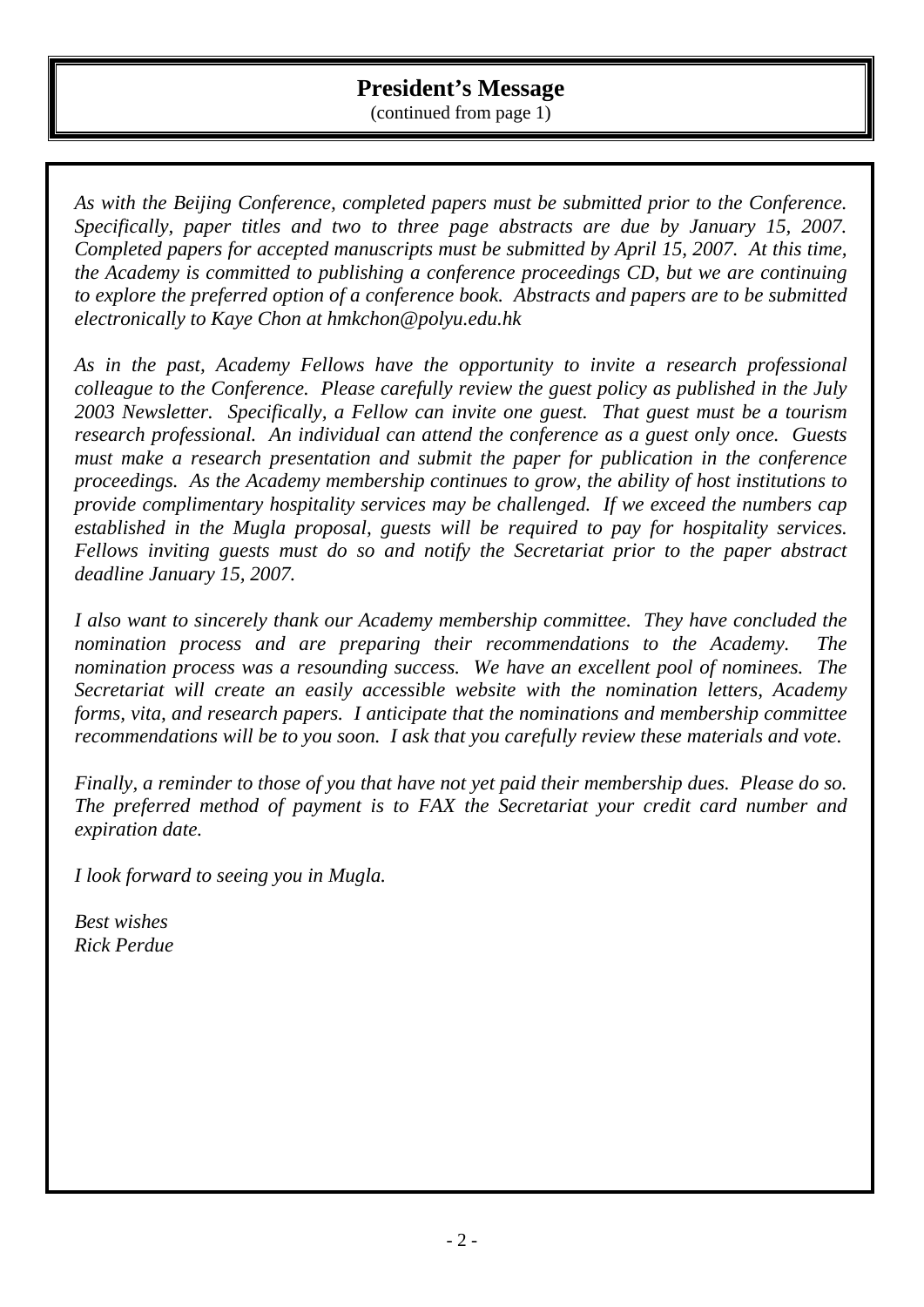## President's Message

(continued from page 1)

*As with the Beijing Conference, completed papers must be submitted prior to the Conference. Specifically, paper titles and two to three page abstracts are due by January 15, 2007. Completed papers for accepted manuscripts must be submitted by April 15, 2007. At this time, the Academy is committed to publishing a conference proceedings CD, but we are continuing to explore the preferred option of a conference book. Abstracts and papers are to be submitted electronically to Kaye Chon at hmkchon@polyu.edu.hk*

*As in the past, Academy Fellows have the opportunity to invite a research professional colleague to the Conference. Please carefully review the guest policy as published in the July 2003 Newsletter. Specifically, a Fellow can invite one guest. That guest must be a tourism research professional. An individual can attend the conference as a guest only once. Guests must make a research presentation and submit the paper for publication in the conference proceedings. As the Academy membership continues to grow, the ability of host institutions to provide complimentary hospitality services may be challenged. If we exceed the numbers cap established in the Mugla proposal, guests will be required to pay for hospitality services. Fellows inviting guests must do so and notify the Secretariat prior to the paper abstract deadline January 15, 2007.*

*I also want to sincerely thank our Academy membership committee. They have concluded the nomination process and are preparing their recommendations to the Academy. The nomination process was a resounding success. We have an excellent pool of nominees. The Secretariat will create an easily accessible website with the nomination letters, Academy forms, vita, and research papers. I anticipate that the nominations and membership committee recommendations will be to you soon. I ask that you carefully review these materials and vote.*

*Finally, a reminder to those of you that have not yet paid their membership dues. Please do so. The preferred method of payment is to FAX the Secretariat your credit card number and expiration date.*

*I look forward to seeing you in Mugla.*

*Best wishes*
*Rick Perdue*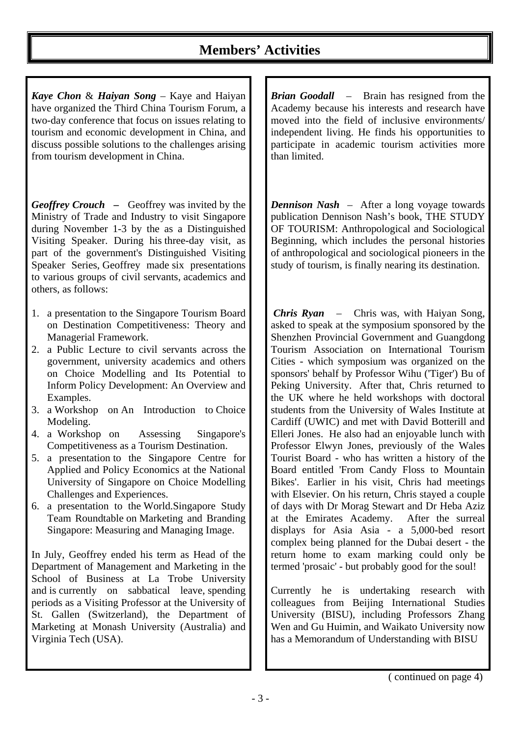# Members' Activities

***Kaye Chon*** & ***Haiyan Song*** – Kaye and Haiyan have organized the Third China Tourism Forum, a two-day conference that focus on issues relating to tourism and economic development in China, and discuss possible solutions to the challenges arising from tourism development in China.

***Geoffrey Crouch*** **–** Geoffrey was invited by the Ministry of Trade and Industry to visit Singapore during November 1-3 by the as a Distinguished Visiting Speaker. During his three-day visit, as part of the government's Distinguished Visiting Speaker Series, Geoffrey made six presentations to various groups of civil servants, academics and others, as follows:

1. a presentation to the Singapore Tourism Board on Destination Competitiveness: Theory and Managerial Framework.
2. a Public Lecture to civil servants across the government, university academics and others on Choice Modelling and Its Potential to Inform Policy Development: An Overview and Examples.
3. a Workshop on An Introduction to Choice Modeling.
4. a Workshop on Assessing Singapore's Competitiveness as a Tourism Destination.
5. a presentation to the Singapore Centre for Applied and Policy Economics at the National University of Singapore on Choice Modelling Challenges and Experiences.
6. a presentation to the World.Singapore Study Team Roundtable on Marketing and Branding Singapore: Measuring and Managing Image.

In July, Geoffrey ended his term as Head of the Department of Management and Marketing in the School of Business at La Trobe University and is currently on sabbatical leave, spending periods as a Visiting Professor at the University of St. Gallen (Switzerland), the Department of Marketing at Monash University (Australia) and Virginia Tech (USA).

***Brian Goodall*** – Brain has resigned from the Academy because his interests and research have moved into the field of inclusive environments/ independent living. He finds his opportunities to participate in academic tourism activities more than limited.

***Dennison Nash*** – After a long voyage towards publication Dennison Nash's book, THE STUDY OF TOURISM: Anthropological and Sociological Beginning, which includes the personal histories of anthropological and sociological pioneers in the study of tourism, is finally nearing its destination.

***Chris Ryan*** – Chris was, with Haiyan Song, asked to speak at the symposium sponsored by the Shenzhen Provincial Government and Guangdong Tourism Association on International Tourism Cities - which symposium was organized on the sponsors' behalf by Professor Wihu ('Tiger') Bu of Peking University. After that, Chris returned to the UK where he held workshops with doctoral students from the University of Wales Institute at Cardiff (UWIC) and met with David Botterill and Elleri Jones. He also had an enjoyable lunch with Professor Elwyn Jones, previously of the Wales Tourist Board - who has written a history of the Board entitled 'From Candy Floss to Mountain Bikes'. Earlier in his visit, Chris had meetings with Elsevier. On his return, Chris stayed a couple of days with Dr Morag Stewart and Dr Heba Aziz at the Emirates Academy. After the surreal displays for Asia Asia - a 5,000-bed resort complex being planned for the Dubai desert - the return home to exam marking could only be termed 'prosaic' - but probably good for the soul!

Currently he is undertaking research with colleagues from Beijing International Studies University (BISU), including Professors Zhang Wen and Gu Huimin, and Waikato University now has a Memorandum of Understanding with BISU

( continued on page 4)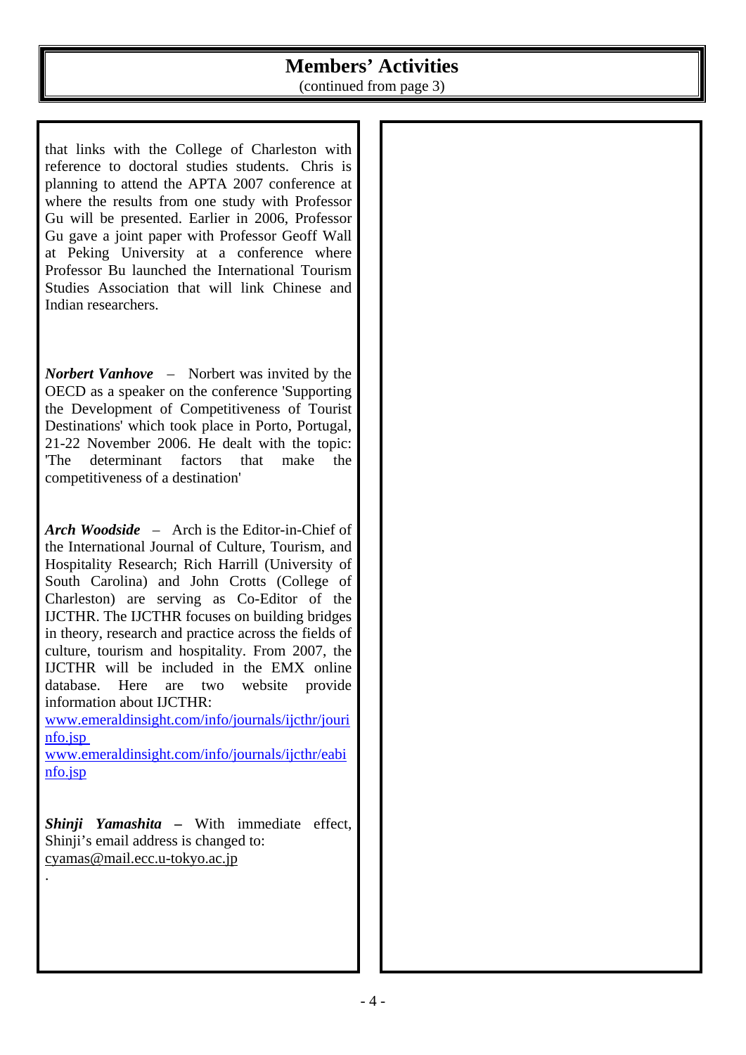# Members' Activities

(continued from page 3)

that links with the College of Charleston with reference to doctoral studies students. Chris is planning to attend the APTA 2007 conference at where the results from one study with Professor Gu will be presented. Earlier in 2006, Professor Gu gave a joint paper with Professor Geoff Wall at Peking University at a conference where Professor Bu launched the International Tourism Studies Association that will link Chinese and Indian researchers.

***Norbert Vanhove*** – Norbert was invited by the OECD as a speaker on the conference 'Supporting the Development of Competitiveness of Tourist Destinations' which took place in Porto, Portugal, 21-22 November 2006. He dealt with the topic: 'The determinant factors that make the competitiveness of a destination'

***Arch Woodside*** – Arch is the Editor-in-Chief of the International Journal of Culture, Tourism, and Hospitality Research; Rich Harrill (University of South Carolina) and John Crotts (College of Charleston) are serving as Co-Editor of the IJCTHR. The IJCTHR focuses on building bridges in theory, research and practice across the fields of culture, tourism and hospitality. From 2007, the IJCTHR will be included in the EMX online database. Here are two website provide information about IJCTHR:
www.emeraldinsight.com/info/journals/ijcthr/jourinfo.jsp
www.emeraldinsight.com/info/journals/ijcthr/eabinfo.jsp

***Shinji Yamashita*** **–** With immediate effect, Shinji's email address is changed to:
cyamas@mail.ecc.u-tokyo.ac.jp

.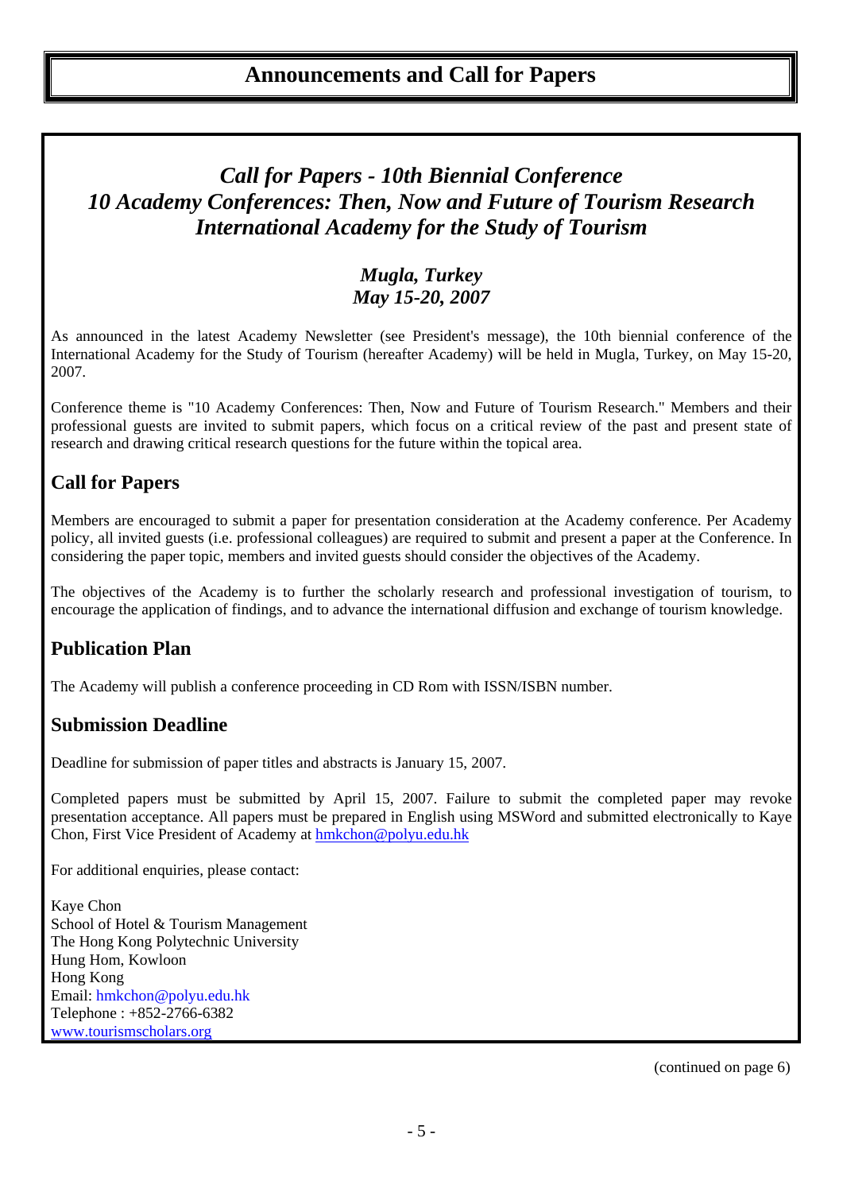# Announcements and Call for Papers

## *Call for Papers - 10th Biennial Conference*
## *10 Academy Conferences: Then, Now and Future of Tourism Research*
## *International Academy for the Study of Tourism*

### *Mugla, Turkey*
### *May 15-20, 2007*

As announced in the latest Academy Newsletter (see President's message), the 10th biennial conference of the International Academy for the Study of Tourism (hereafter Academy) will be held in Mugla, Turkey, on May 15-20, 2007.

Conference theme is "10 Academy Conferences: Then, Now and Future of Tourism Research." Members and their professional guests are invited to submit papers, which focus on a critical review of the past and present state of research and drawing critical research questions for the future within the topical area.

### Call for Papers

Members are encouraged to submit a paper for presentation consideration at the Academy conference. Per Academy policy, all invited guests (i.e. professional colleagues) are required to submit and present a paper at the Conference. In considering the paper topic, members and invited guests should consider the objectives of the Academy.

The objectives of the Academy is to further the scholarly research and professional investigation of tourism, to encourage the application of findings, and to advance the international diffusion and exchange of tourism knowledge.

### Publication Plan

The Academy will publish a conference proceeding in CD Rom with ISSN/ISBN number.

### Submission Deadline

Deadline for submission of paper titles and abstracts is January 15, 2007.

Completed papers must be submitted by April 15, 2007. Failure to submit the completed paper may revoke presentation acceptance. All papers must be prepared in English using MSWord and submitted electronically to Kaye Chon, First Vice President of Academy at hmkchon@polyu.edu.hk

For additional enquiries, please contact:

Kaye Chon
School of Hotel & Tourism Management
The Hong Kong Polytechnic University
Hung Hom, Kowloon
Hong Kong
Email: hmkchon@polyu.edu.hk
Telephone : +852-2766-6382
www.tourismscholars.org

(continued on page 6)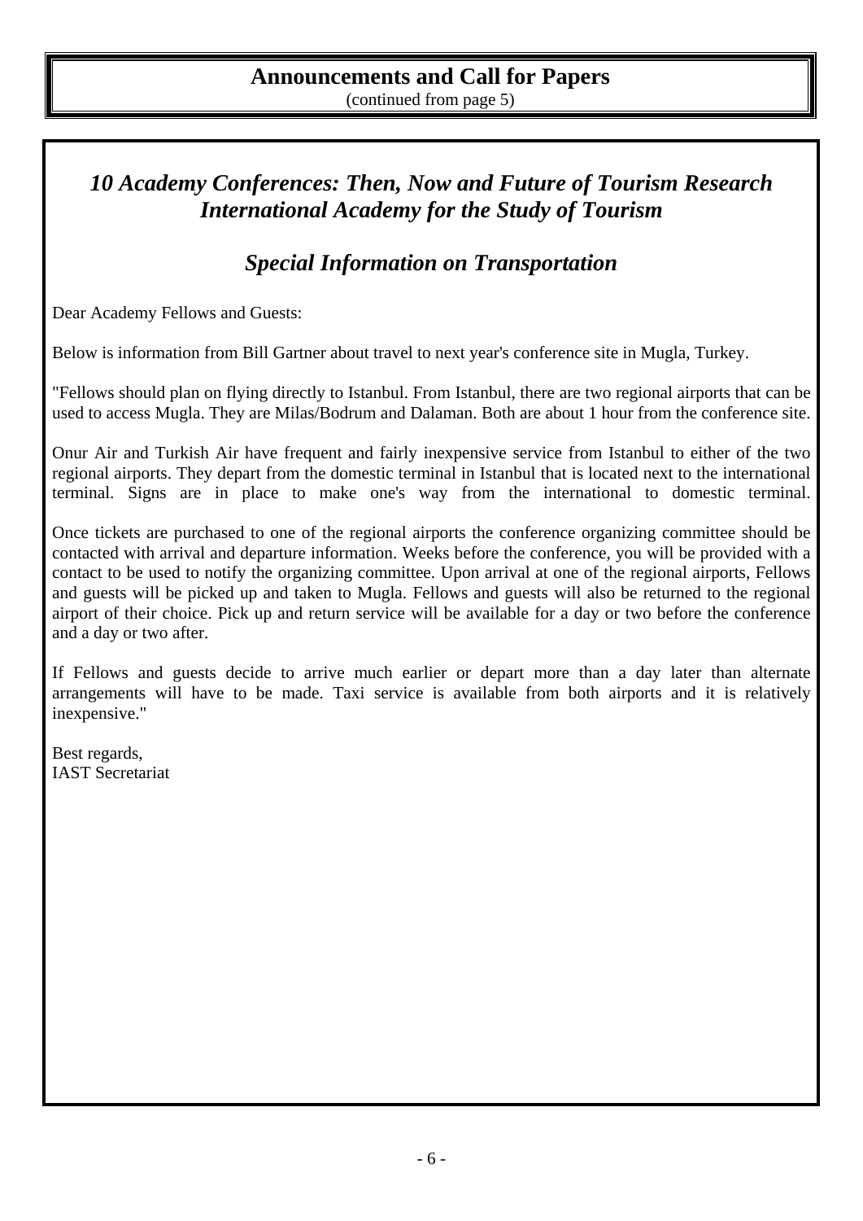# Announcements and Call for Papers

(continued from page 5)

## *10 Academy Conferences: Then, Now and Future of Tourism Research*
## *International Academy for the Study of Tourism*

## *Special Information on Transportation*

Dear Academy Fellows and Guests:

Below is information from Bill Gartner about travel to next year's conference site in Mugla, Turkey.

"Fellows should plan on flying directly to Istanbul. From Istanbul, there are two regional airports that can be used to access Mugla. They are Milas/Bodrum and Dalaman. Both are about 1 hour from the conference site.

Onur Air and Turkish Air have frequent and fairly inexpensive service from Istanbul to either of the two regional airports. They depart from the domestic terminal in Istanbul that is located next to the international terminal. Signs are in place to make one's way from the international to domestic terminal.

Once tickets are purchased to one of the regional airports the conference organizing committee should be contacted with arrival and departure information. Weeks before the conference, you will be provided with a contact to be used to notify the organizing committee. Upon arrival at one of the regional airports, Fellows and guests will be picked up and taken to Mugla. Fellows and guests will also be returned to the regional airport of their choice. Pick up and return service will be available for a day or two before the conference and a day or two after.

If Fellows and guests decide to arrive much earlier or depart more than a day later than alternate arrangements will have to be made. Taxi service is available from both airports and it is relatively inexpensive."

Best regards,
IAST Secretariat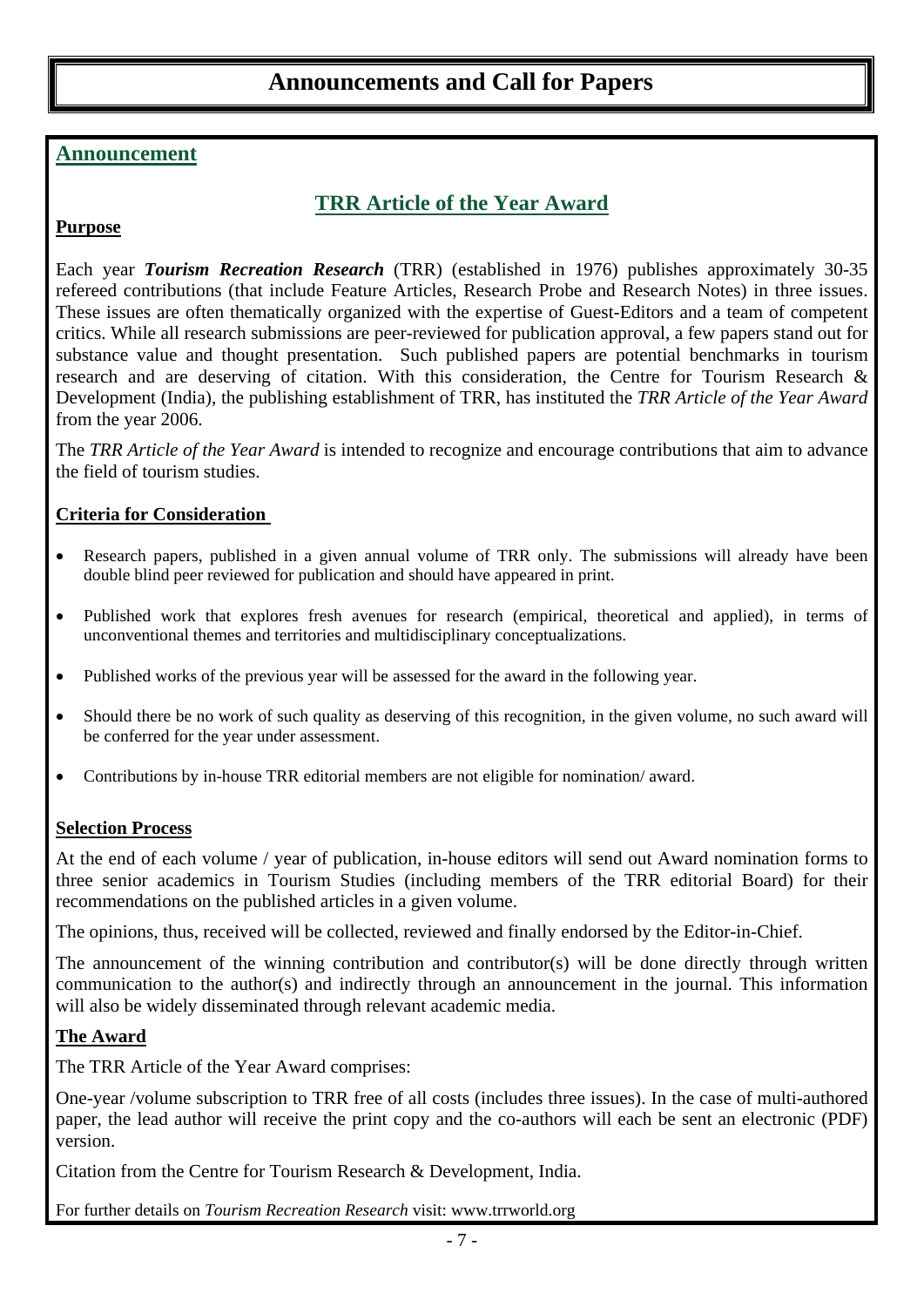# Announcements and Call for Papers

## Announcement

### TRR Article of the Year Award

**Purpose**

Each year ***Tourism Recreation Research*** (TRR) (established in 1976) publishes approximately 30-35 refereed contributions (that include Feature Articles, Research Probe and Research Notes) in three issues. These issues are often thematically organized with the expertise of Guest-Editors and a team of competent critics. While all research submissions are peer-reviewed for publication approval, a few papers stand out for substance value and thought presentation. Such published papers are potential benchmarks in tourism research and are deserving of citation. With this consideration, the Centre for Tourism Research & Development (India), the publishing establishment of TRR, has instituted the *TRR Article of the Year Award* from the year 2006.

The *TRR Article of the Year Award* is intended to recognize and encourage contributions that aim to advance the field of tourism studies.

**Criteria for Consideration**

- Research papers, published in a given annual volume of TRR only. The submissions will already have been double blind peer reviewed for publication and should have appeared in print.
- Published work that explores fresh avenues for research (empirical, theoretical and applied), in terms of unconventional themes and territories and multidisciplinary conceptualizations.
- Published works of the previous year will be assessed for the award in the following year.
- Should there be no work of such quality as deserving of this recognition, in the given volume, no such award will be conferred for the year under assessment.
- Contributions by in-house TRR editorial members are not eligible for nomination/ award.

**Selection Process**

At the end of each volume / year of publication, in-house editors will send out Award nomination forms to three senior academics in Tourism Studies (including members of the TRR editorial Board) for their recommendations on the published articles in a given volume.

The opinions, thus, received will be collected, reviewed and finally endorsed by the Editor-in-Chief.

The announcement of the winning contribution and contributor(s) will be done directly through written communication to the author(s) and indirectly through an announcement in the journal. This information will also be widely disseminated through relevant academic media.

**The Award**

The TRR Article of the Year Award comprises:

One-year /volume subscription to TRR free of all costs (includes three issues). In the case of multi-authored paper, the lead author will receive the print copy and the co-authors will each be sent an electronic (PDF) version.

Citation from the Centre for Tourism Research & Development, India.

For further details on *Tourism Recreation Research* visit: www.trrworld.org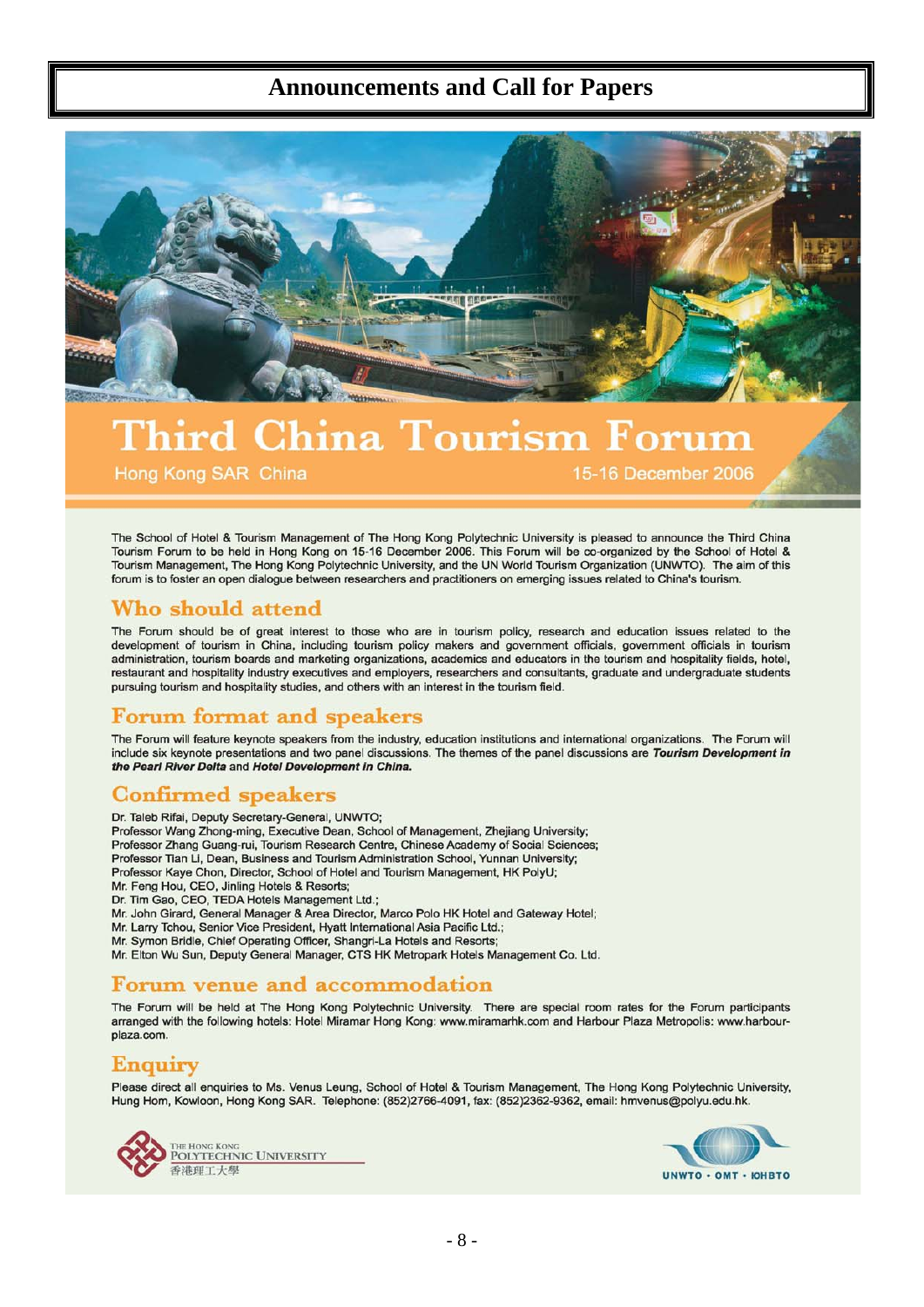# Announcements and Call for Papers

# Third China Tourism Forum

Hong Kong SAR China

15-16 December 2006

The School of Hotel & Tourism Management of The Hong Kong Polytechnic University is pleased to announce the Third China Tourism Forum to be held in Hong Kong on 15-16 December 2006. This Forum will be co-organized by the School of Hotel & Tourism Management, The Hong Kong Polytechnic University, and the UN World Tourism Organization (UNWTO). The aim of this forum is to foster an open dialogue between researchers and practitioners on emerging issues related to China's tourism.

## Who should attend

The Forum should be of great interest to those who are in tourism policy, research and education issues related to the development of tourism in China, including tourism policy makers and government officials, government officials in tourism administration, tourism boards and marketing organizations, academics and educators in the tourism and hospitality fields, hotel, restaurant and hospitality industry executives and employers, researchers and consultants, graduate and undergraduate students pursuing tourism and hospitality studies, and others with an interest in the tourism field.

## Forum format and speakers

The Forum will feature keynote speakers from the industry, education institutions and international organizations. The Forum will include six keynote presentations and two panel discussions. The themes of the panel discussions are ***Tourism Development in the Pearl River Delta*** and ***Hotel Development in China.***

## Confirmed speakers

Dr. Taleb Rifai, Deputy Secretary-General, UNWTO;
Professor Wang Zhong-ming, Executive Dean, School of Management, Zhejiang University;
Professor Zhang Guang-rui, Tourism Research Centre, Chinese Academy of Social Sciences;
Professor Tian Li, Dean, Business and Tourism Administration School, Yunnan University;
Professor Kaye Chon, Director, School of Hotel and Tourism Management, HK PolyU;
Mr. Feng Hou, CEO, Jinling Hotels & Resorts;
Dr. Tim Gao, CEO, TEDA Hotels Management Ltd.;
Mr. John Girard, General Manager & Area Director, Marco Polo HK Hotel and Gateway Hotel;
Mr. Larry Tchou, Senior Vice President, Hyatt International Asia Pacific Ltd.;
Mr. Symon Bridle, Chief Operating Officer, Shangri-La Hotels and Resorts;
Mr. Elton Wu Sun, Deputy General Manager, CTS HK Metropark Hotels Management Co. Ltd.

## Forum venue and accommodation

The Forum will be held at The Hong Kong Polytechnic University. There are special room rates for the Forum participants arranged with the following hotels: Hotel Miramar Hong Kong: www.miramarhk.com and Harbour Plaza Metropolis: www.harbour-plaza.com.

## Enquiry

Please direct all enquiries to Ms. Venus Leung, School of Hotel & Tourism Management, The Hong Kong Polytechnic University, Hung Hom, Kowloon, Hong Kong SAR. Telephone: (852)2766-4091, fax: (852)2362-9362, email: hmvenus@polyu.edu.hk.

THE HONG KONG POLYTECHNIC UNIVERSITY 香港理工大學

UNWTO · OMT · ЮНВТО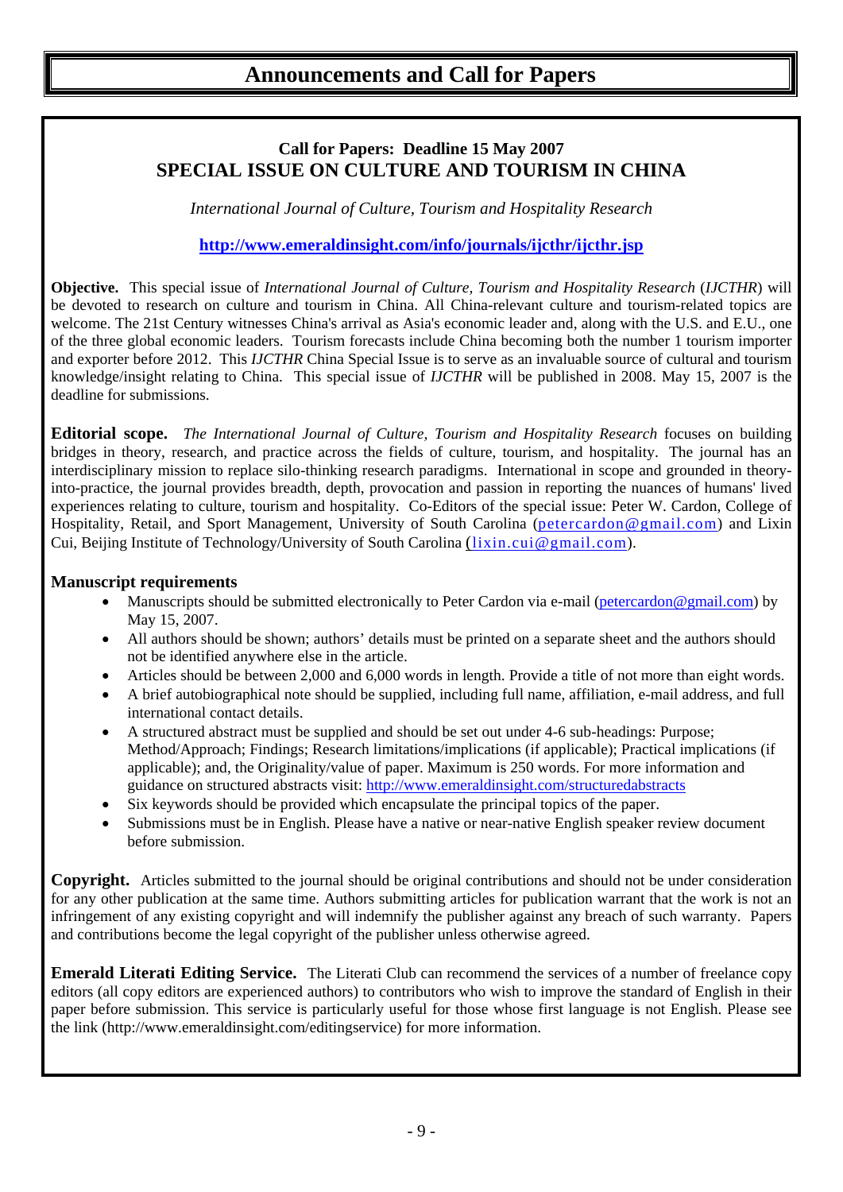# Announcements and Call for Papers

## Call for Papers: Deadline 15 May 2007
## SPECIAL ISSUE ON CULTURE AND TOURISM IN CHINA

*International Journal of Culture, Tourism and Hospitality Research*

**http://www.emeraldinsight.com/info/journals/ijcthr/ijcthr.jsp**

**Objective.** This special issue of *International Journal of Culture, Tourism and Hospitality Research* (*IJCTHR*) will be devoted to research on culture and tourism in China. All China-relevant culture and tourism-related topics are welcome. The 21st Century witnesses China's arrival as Asia's economic leader and, along with the U.S. and E.U., one of the three global economic leaders. Tourism forecasts include China becoming both the number 1 tourism importer and exporter before 2012. This *IJCTHR* China Special Issue is to serve as an invaluable source of cultural and tourism knowledge/insight relating to China. This special issue of *IJCTHR* will be published in 2008. May 15, 2007 is the deadline for submissions.

**Editorial scope.** *The International Journal of Culture, Tourism and Hospitality Research* focuses on building bridges in theory, research, and practice across the fields of culture, tourism, and hospitality. The journal has an interdisciplinary mission to replace silo-thinking research paradigms. International in scope and grounded in theory-into-practice, the journal provides breadth, depth, provocation and passion in reporting the nuances of humans' lived experiences relating to culture, tourism and hospitality. Co-Editors of the special issue: Peter W. Cardon, College of Hospitality, Retail, and Sport Management, University of South Carolina (petercardon@gmail.com) and Lixin Cui, Beijing Institute of Technology/University of South Carolina (lixin.cui@gmail.com).

### Manuscript requirements

- Manuscripts should be submitted electronically to Peter Cardon via e-mail (petercardon@gmail.com) by May 15, 2007.
- All authors should be shown; authors' details must be printed on a separate sheet and the authors should not be identified anywhere else in the article.
- Articles should be between 2,000 and 6,000 words in length. Provide a title of not more than eight words.
- A brief autobiographical note should be supplied, including full name, affiliation, e-mail address, and full international contact details.
- A structured abstract must be supplied and should be set out under 4-6 sub-headings: Purpose; Method/Approach; Findings; Research limitations/implications (if applicable); Practical implications (if applicable); and, the Originality/value of paper. Maximum is 250 words. For more information and guidance on structured abstracts visit: http://www.emeraldinsight.com/structuredabstracts
- Six keywords should be provided which encapsulate the principal topics of the paper.
- Submissions must be in English. Please have a native or near-native English speaker review document before submission.

**Copyright.** Articles submitted to the journal should be original contributions and should not be under consideration for any other publication at the same time. Authors submitting articles for publication warrant that the work is not an infringement of any existing copyright and will indemnify the publisher against any breach of such warranty. Papers and contributions become the legal copyright of the publisher unless otherwise agreed.

**Emerald Literati Editing Service.** The Literati Club can recommend the services of a number of freelance copy editors (all copy editors are experienced authors) to contributors who wish to improve the standard of English in their paper before submission. This service is particularly useful for those whose first language is not English. Please see the link (http://www.emeraldinsight.com/editingservice) for more information.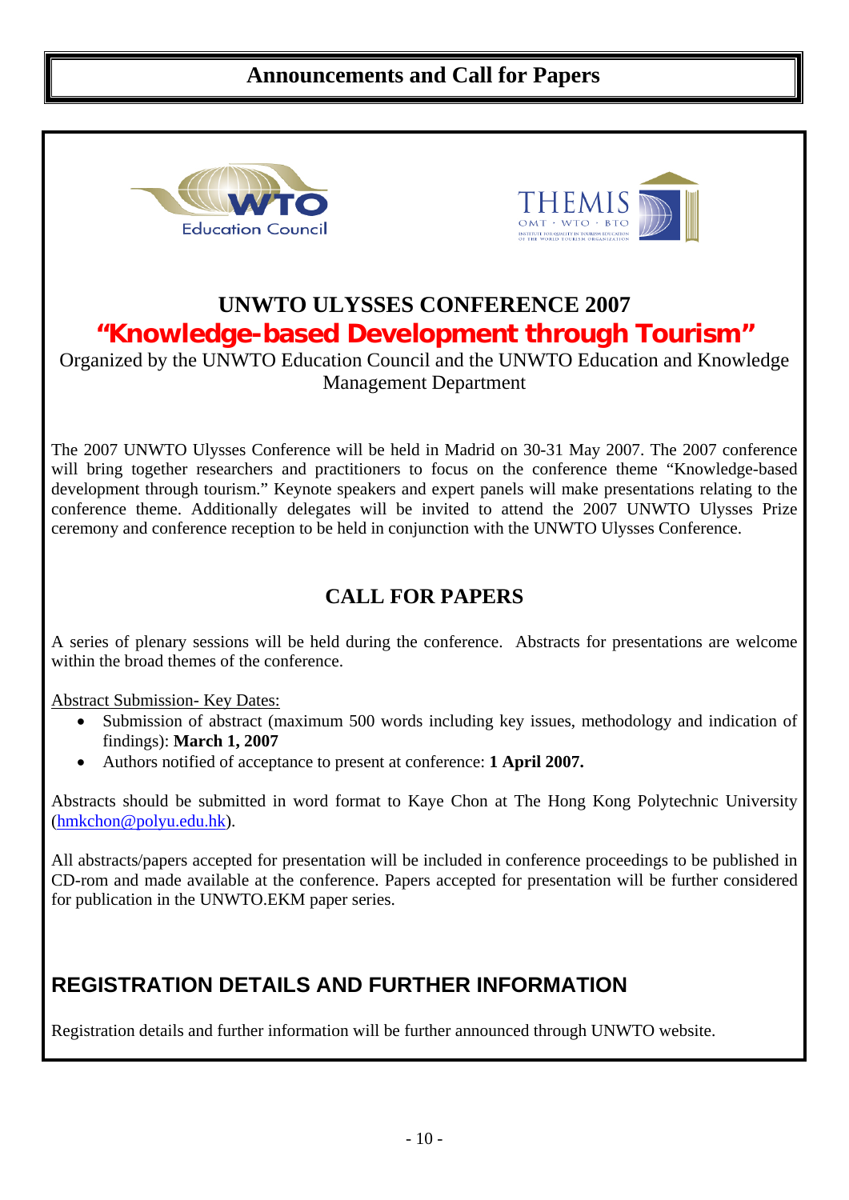# Announcements and Call for Papers

WTO Education Council

THEMIS
OMT · WTO · BTO
INSTITUTE FOR QUALITY IN TOURISM EDUCATION OF THE WORLD TOURISM ORGANIZATION

## UNWTO ULYSSES CONFERENCE 2007

## "Knowledge-based Development through Tourism"

Organized by the UNWTO Education Council and the UNWTO Education and Knowledge Management Department

The 2007 UNWTO Ulysses Conference will be held in Madrid on 30-31 May 2007. The 2007 conference will bring together researchers and practitioners to focus on the conference theme "Knowledge-based development through tourism." Keynote speakers and expert panels will make presentations relating to the conference theme. Additionally delegates will be invited to attend the 2007 UNWTO Ulysses Prize ceremony and conference reception to be held in conjunction with the UNWTO Ulysses Conference.

## CALL FOR PAPERS

A series of plenary sessions will be held during the conference. Abstracts for presentations are welcome within the broad themes of the conference.

Abstract Submission- Key Dates:

- Submission of abstract (maximum 500 words including key issues, methodology and indication of findings): **March 1, 2007**
- Authors notified of acceptance to present at conference: **1 April 2007.**

Abstracts should be submitted in word format to Kaye Chon at The Hong Kong Polytechnic University (hmkchon@polyu.edu.hk).

All abstracts/papers accepted for presentation will be included in conference proceedings to be published in CD-rom and made available at the conference. Papers accepted for presentation will be further considered for publication in the UNWTO.EKM paper series.

## REGISTRATION DETAILS AND FURTHER INFORMATION

Registration details and further information will be further announced through UNWTO website.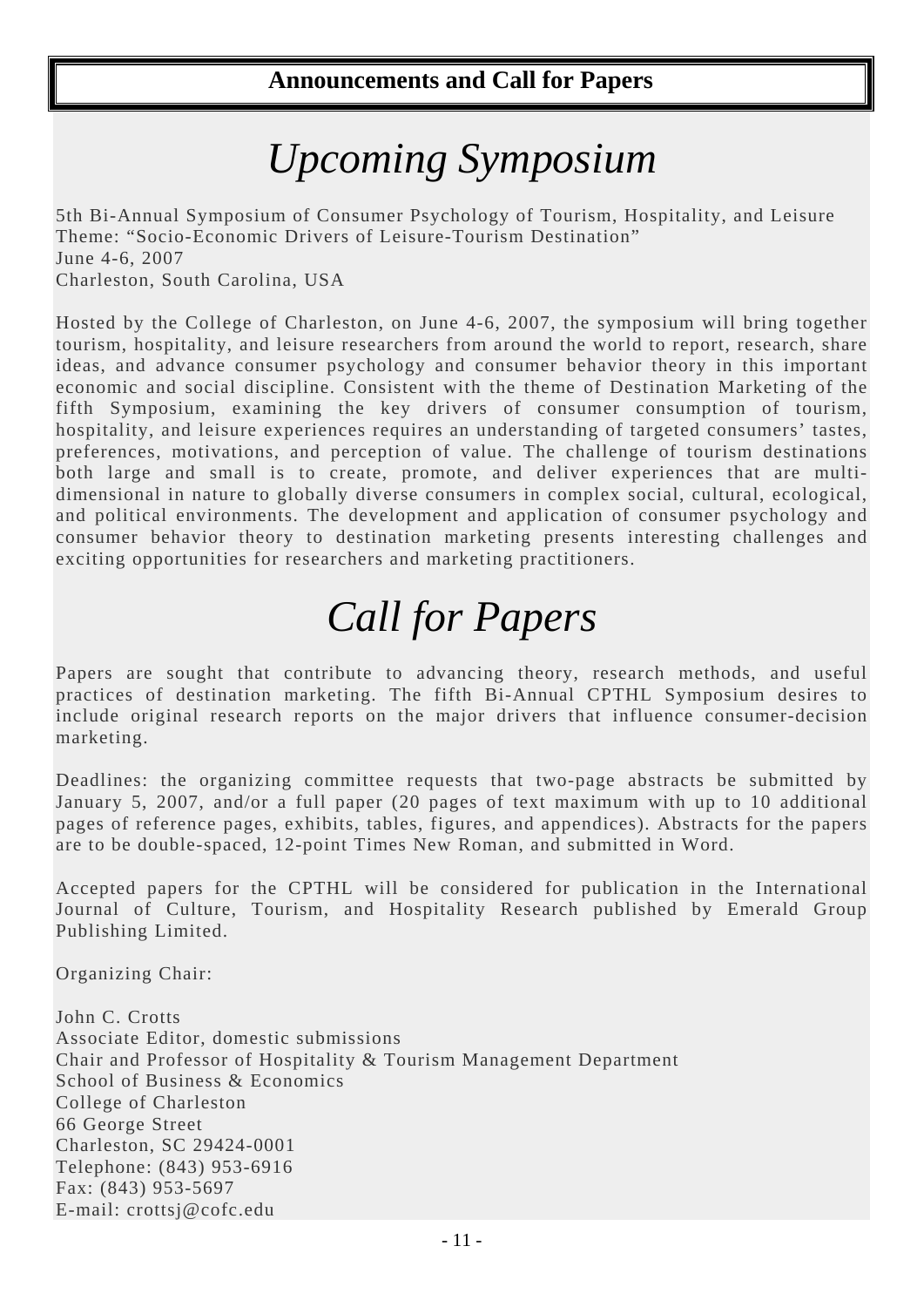# Announcements and Call for Papers

## *Upcoming Symposium*

5th Bi-Annual Symposium of Consumer Psychology of Tourism, Hospitality, and Leisure
Theme: "Socio-Economic Drivers of Leisure-Tourism Destination"
June 4-6, 2007
Charleston, South Carolina, USA

Hosted by the College of Charleston, on June 4-6, 2007, the symposium will bring together tourism, hospitality, and leisure researchers from around the world to report, research, share ideas, and advance consumer psychology and consumer behavior theory in this important economic and social discipline. Consistent with the theme of Destination Marketing of the fifth Symposium, examining the key drivers of consumer consumption of tourism, hospitality, and leisure experiences requires an understanding of targeted consumers' tastes, preferences, motivations, and perception of value. The challenge of tourism destinations both large and small is to create, promote, and deliver experiences that are multi-dimensional in nature to globally diverse consumers in complex social, cultural, ecological, and political environments. The development and application of consumer psychology and consumer behavior theory to destination marketing presents interesting challenges and exciting opportunities for researchers and marketing practitioners.

## *Call for Papers*

Papers are sought that contribute to advancing theory, research methods, and useful practices of destination marketing. The fifth Bi-Annual CPTHL Symposium desires to include original research reports on the major drivers that influence consumer-decision marketing.

Deadlines: the organizing committee requests that two-page abstracts be submitted by January 5, 2007, and/or a full paper (20 pages of text maximum with up to 10 additional pages of reference pages, exhibits, tables, figures, and appendices). Abstracts for the papers are to be double-spaced, 12-point Times New Roman, and submitted in Word.

Accepted papers for the CPTHL will be considered for publication in the International Journal of Culture, Tourism, and Hospitality Research published by Emerald Group Publishing Limited.

Organizing Chair:

John C. Crotts
Associate Editor, domestic submissions
Chair and Professor of Hospitality & Tourism Management Department
School of Business & Economics
College of Charleston
66 George Street
Charleston, SC 29424-0001
Telephone: (843) 953-6916
Fax: (843) 953-5697
E-mail: crottsj@cofc.edu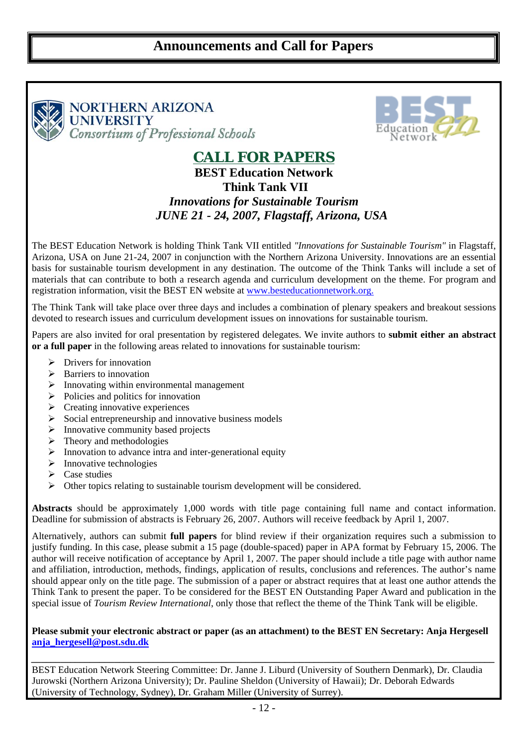# Announcements and Call for Papers

NORTHERN ARIZONA UNIVERSITY
*Consortium of Professional Schools*

BEST Education Network

## CALL FOR PAPERS

**BEST Education Network**
**Think Tank VII**
***Innovations for Sustainable Tourism***
***JUNE 21 - 24, 2007, Flagstaff, Arizona, USA***

The BEST Education Network is holding Think Tank VII entitled *"Innovations for Sustainable Tourism"* in Flagstaff, Arizona, USA on June 21-24, 2007 in conjunction with the Northern Arizona University. Innovations are an essential basis for sustainable tourism development in any destination. The outcome of the Think Tanks will include a set of materials that can contribute to both a research agenda and curriculum development on the theme. For program and registration information, visit the BEST EN website at www.besteducationnetwork.org.

The Think Tank will take place over three days and includes a combination of plenary speakers and breakout sessions devoted to research issues and curriculum development issues on innovations for sustainable tourism.

Papers are also invited for oral presentation by registered delegates. We invite authors to **submit either an abstract or a full paper** in the following areas related to innovations for sustainable tourism:

- Drivers for innovation
- Barriers to innovation
- Innovating within environmental management
- Policies and politics for innovation
- Creating innovative experiences
- Social entrepreneurship and innovative business models
- Innovative community based projects
- Theory and methodologies
- Innovation to advance intra and inter-generational equity
- Innovative technologies
- Case studies
- Other topics relating to sustainable tourism development will be considered.

**Abstracts** should be approximately 1,000 words with title page containing full name and contact information. Deadline for submission of abstracts is February 26, 2007. Authors will receive feedback by April 1, 2007.

Alternatively, authors can submit **full papers** for blind review if their organization requires such a submission to justify funding. In this case, please submit a 15 page (double-spaced) paper in APA format by February 15, 2006. The author will receive notification of acceptance by April 1, 2007. The paper should include a title page with author name and affiliation, introduction, methods, findings, application of results, conclusions and references. The author's name should appear only on the title page. The submission of a paper or abstract requires that at least one author attends the Think Tank to present the paper. To be considered for the BEST EN Outstanding Paper Award and publication in the special issue of *Tourism Review International*, only those that reflect the theme of the Think Tank will be eligible.

**Please submit your electronic abstract or paper (as an attachment) to the BEST EN Secretary: Anja Hergesell anja_hergesell@post.sdu.dk**

BEST Education Network Steering Committee: Dr. Janne J. Liburd (University of Southern Denmark), Dr. Claudia Jurowski (Northern Arizona University); Dr. Pauline Sheldon (University of Hawaii); Dr. Deborah Edwards (University of Technology, Sydney), Dr. Graham Miller (University of Surrey).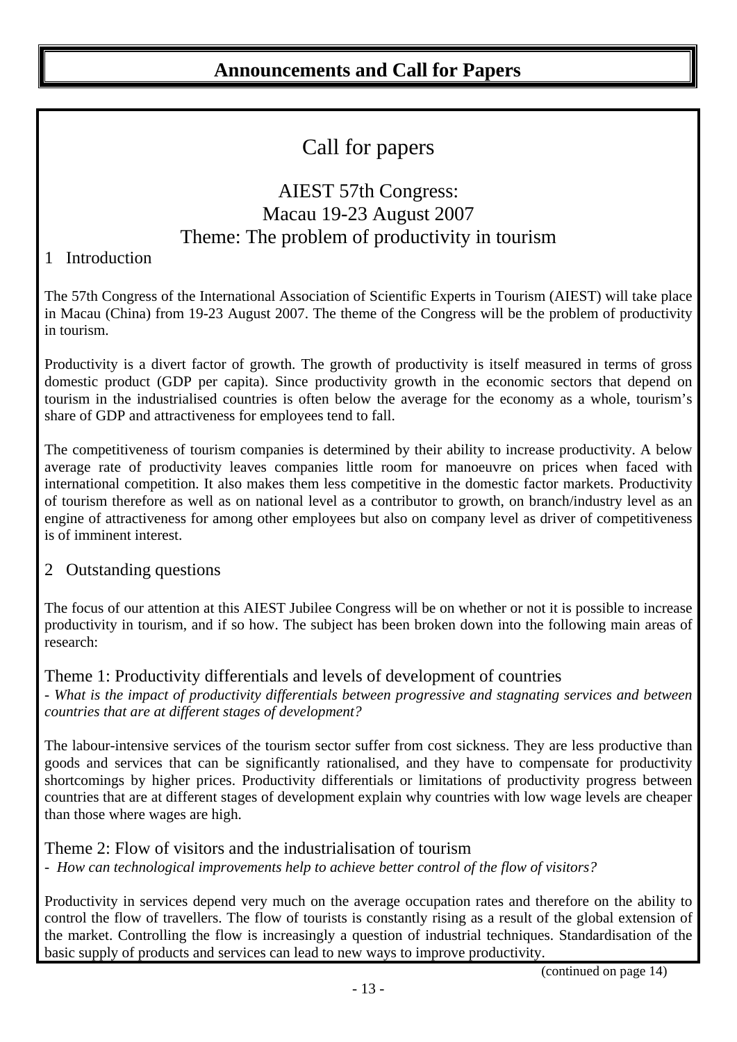# Announcements and Call for Papers

## Call for papers

### AIEST 57th Congress: Macau 19-23 August 2007 Theme: The problem of productivity in tourism

### 1 Introduction

The 57th Congress of the International Association of Scientific Experts in Tourism (AIEST) will take place in Macau (China) from 19-23 August 2007. The theme of the Congress will be the problem of productivity in tourism.

Productivity is a divert factor of growth. The growth of productivity is itself measured in terms of gross domestic product (GDP per capita). Since productivity growth in the economic sectors that depend on tourism in the industrialised countries is often below the average for the economy as a whole, tourism's share of GDP and attractiveness for employees tend to fall.

The competitiveness of tourism companies is determined by their ability to increase productivity. A below average rate of productivity leaves companies little room for manoeuvre on prices when faced with international competition. It also makes them less competitive in the domestic factor markets. Productivity of tourism therefore as well as on national level as a contributor to growth, on branch/industry level as an engine of attractiveness for among other employees but also on company level as driver of competitiveness is of imminent interest.

### 2 Outstanding questions

The focus of our attention at this AIEST Jubilee Congress will be on whether or not it is possible to increase productivity in tourism, and if so how. The subject has been broken down into the following main areas of research:

#### Theme 1: Productivity differentials and levels of development of countries

- *What is the impact of productivity differentials between progressive and stagnating services and between countries that are at different stages of development?*

The labour-intensive services of the tourism sector suffer from cost sickness. They are less productive than goods and services that can be significantly rationalised, and they have to compensate for productivity shortcomings by higher prices. Productivity differentials or limitations of productivity progress between countries that are at different stages of development explain why countries with low wage levels are cheaper than those where wages are high.

#### Theme 2: Flow of visitors and the industrialisation of tourism

- *How can technological improvements help to achieve better control of the flow of visitors?*

Productivity in services depend very much on the average occupation rates and therefore on the ability to control the flow of travellers. The flow of tourists is constantly rising as a result of the global extension of the market. Controlling the flow is increasingly a question of industrial techniques. Standardisation of the basic supply of products and services can lead to new ways to improve productivity.

(continued on page 14)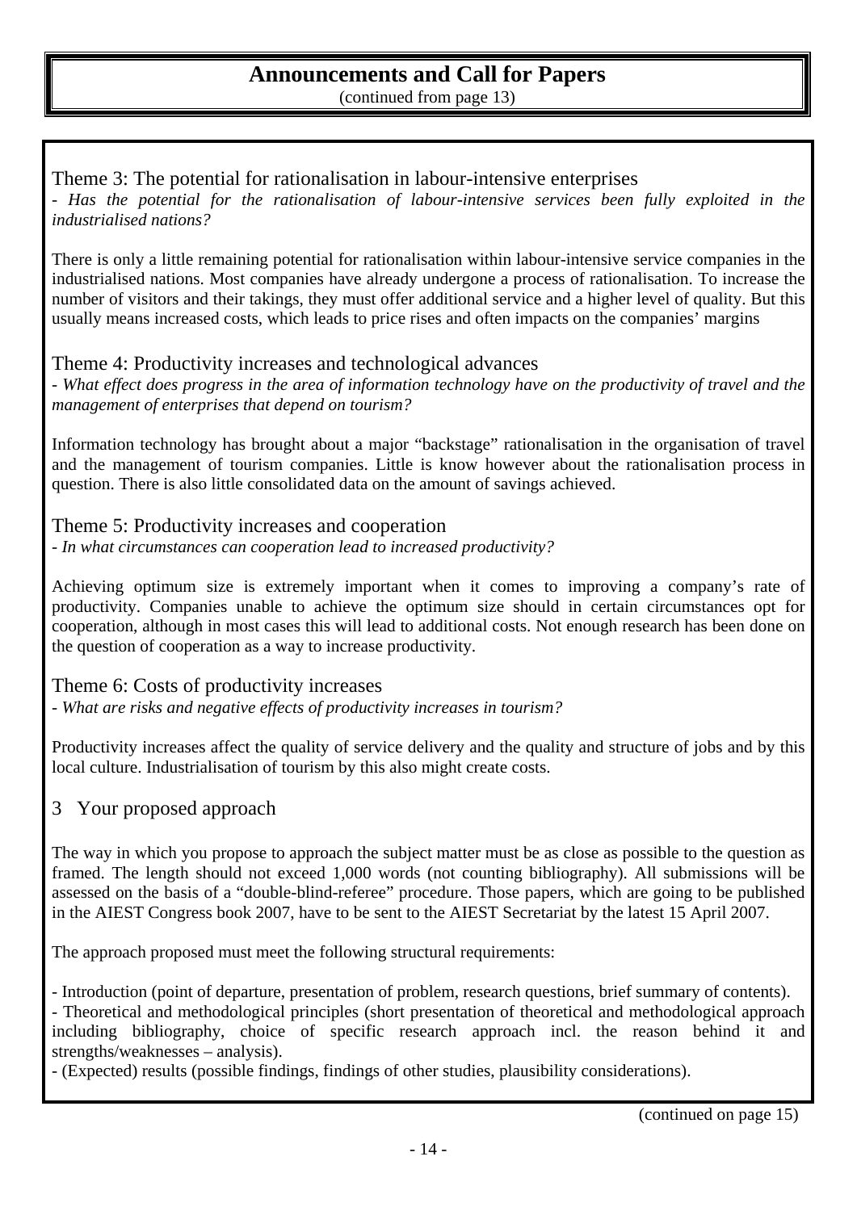# Announcements and Call for Papers

(continued from page 13)

## Theme 3: The potential for rationalisation in labour-intensive enterprises

*- Has the potential for the rationalisation of labour-intensive services been fully exploited in the industrialised nations?*

There is only a little remaining potential for rationalisation within labour-intensive service companies in the industrialised nations. Most companies have already undergone a process of rationalisation. To increase the number of visitors and their takings, they must offer additional service and a higher level of quality. But this usually means increased costs, which leads to price rises and often impacts on the companies' margins

## Theme 4: Productivity increases and technological advances

*- What effect does progress in the area of information technology have on the productivity of travel and the management of enterprises that depend on tourism?*

Information technology has brought about a major "backstage" rationalisation in the organisation of travel and the management of tourism companies. Little is know however about the rationalisation process in question. There is also little consolidated data on the amount of savings achieved.

## Theme 5: Productivity increases and cooperation

*- In what circumstances can cooperation lead to increased productivity?*

Achieving optimum size is extremely important when it comes to improving a company's rate of productivity. Companies unable to achieve the optimum size should in certain circumstances opt for cooperation, although in most cases this will lead to additional costs. Not enough research has been done on the question of cooperation as a way to increase productivity.

## Theme 6: Costs of productivity increases

*- What are risks and negative effects of productivity increases in tourism?*

Productivity increases affect the quality of service delivery and the quality and structure of jobs and by this local culture. Industrialisation of tourism by this also might create costs.

## 3 Your proposed approach

The way in which you propose to approach the subject matter must be as close as possible to the question as framed. The length should not exceed 1,000 words (not counting bibliography). All submissions will be assessed on the basis of a "double-blind-referee" procedure. Those papers, which are going to be published in the AIEST Congress book 2007, have to be sent to the AIEST Secretariat by the latest 15 April 2007.

The approach proposed must meet the following structural requirements:

- Introduction (point of departure, presentation of problem, research questions, brief summary of contents).
- Theoretical and methodological principles (short presentation of theoretical and methodological approach including bibliography, choice of specific research approach incl. the reason behind it and strengths/weaknesses – analysis).
- (Expected) results (possible findings, findings of other studies, plausibility considerations).

(continued on page 15)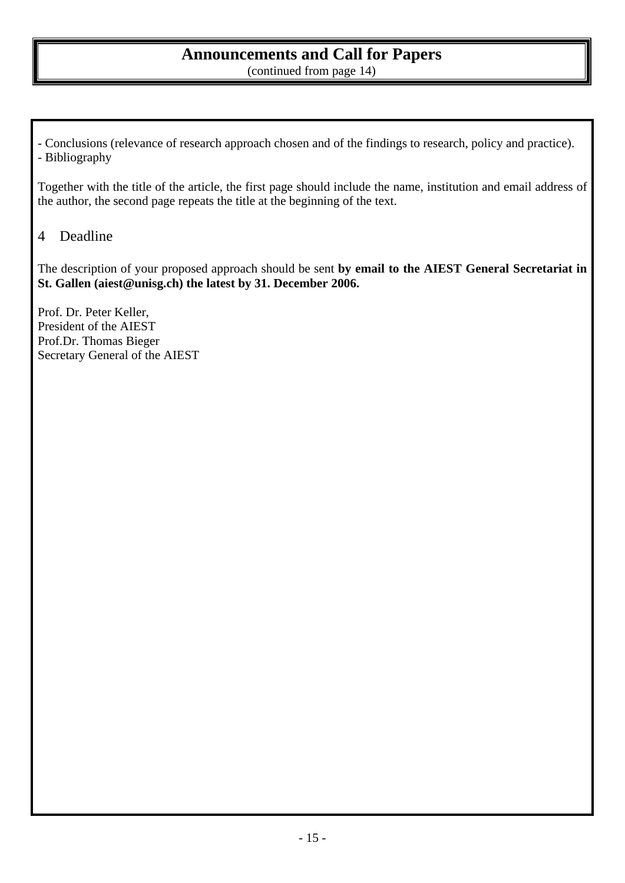# Announcements and Call for Papers

(continued from page 14)

- Conclusions (relevance of research approach chosen and of the findings to research, policy and practice).
- Bibliography

Together with the title of the article, the first page should include the name, institution and email address of the author, the second page repeats the title at the beginning of the text.

## 4 Deadline

The description of your proposed approach should be sent **by email to the AIEST General Secretariat in St. Gallen (aiest@unisg.ch) the latest by 31. December 2006.**

Prof. Dr. Peter Keller,
President of the AIEST
Prof.Dr. Thomas Bieger
Secretary General of the AIEST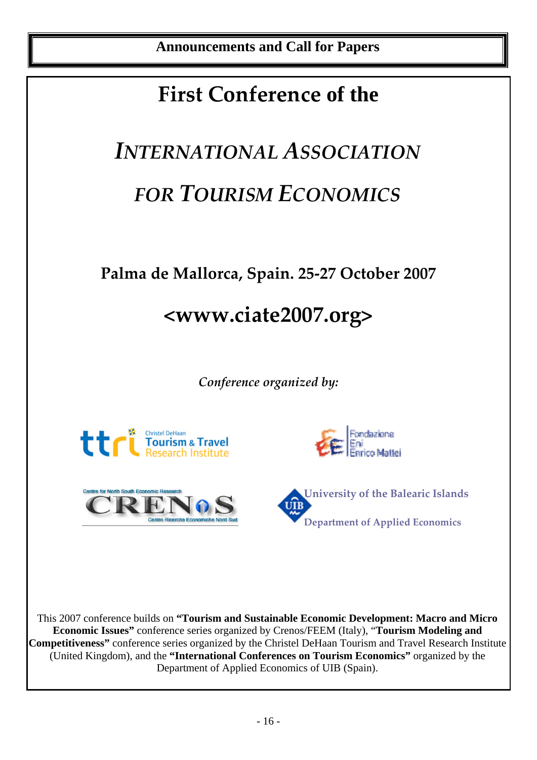**Announcements and Call for Papers**

# First Conference of the

# *INTERNATIONAL ASSOCIATION FOR TOURISM ECONOMICS*

## Palma de Mallorca, Spain. 25-27 October 2007

## <www.ciate2007.org>

*Conference organized by:*

Christel DeHaan Tourism & Travel Research Institute

Fondazione Eni Enrico Mattei

Centre for North South Economic Research — CRENoS — Centro Ricerche Economiche Nord Sud

University of the Balearic Islands — Department of Applied Economics

This 2007 conference builds on **"Tourism and Sustainable Economic Development: Macro and Micro Economic Issues"** conference series organized by Crenos/FEEM (Italy), "**Tourism Modeling and Competitiveness"** conference series organized by the Christel DeHaan Tourism and Travel Research Institute (United Kingdom), and the **"International Conferences on Tourism Economics"** organized by the Department of Applied Economics of UIB (Spain).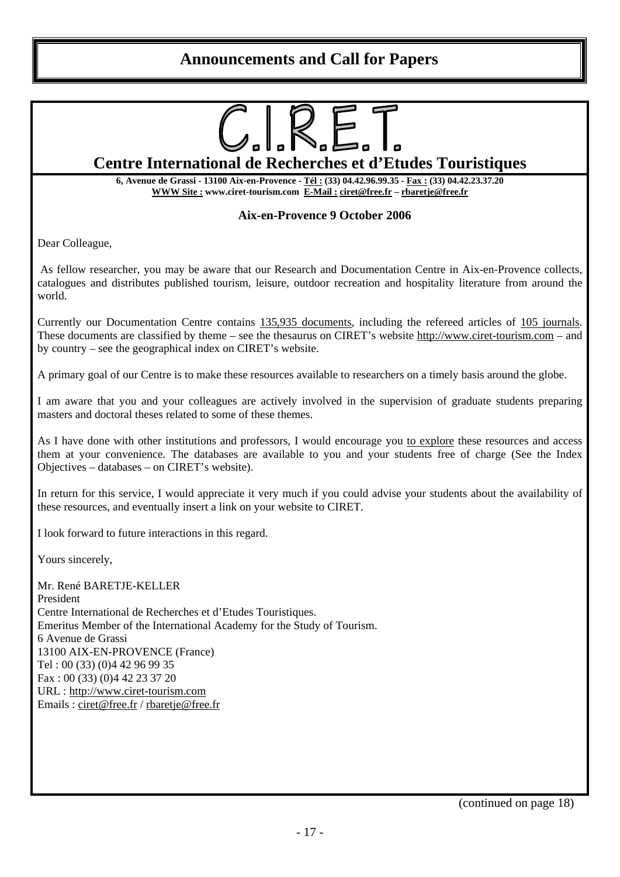# Announcements and Call for Papers

# C.I.R.E.T.

## Centre International de Recherches et d'Etudes Touristiques

**6, Avenue de Grassi - 13100 Aix-en-Provence - Tél : (33) 04.42.96.99.35 - Fax : (33) 04.42.23.37.20**
**WWW Site : www.ciret-tourism.com E-Mail : ciret@free.fr – rbaretje@free.fr**

**Aix-en-Provence 9 October 2006**

Dear Colleague,

As fellow researcher, you may be aware that our Research and Documentation Centre in Aix-en-Provence collects, catalogues and distributes published tourism, leisure, outdoor recreation and hospitality literature from around the world.

Currently our Documentation Centre contains 135,935 documents, including the refereed articles of 105 journals. These documents are classified by theme – see the thesaurus on CIRET's website http://www.ciret-tourism.com – and by country – see the geographical index on CIRET's website.

A primary goal of our Centre is to make these resources available to researchers on a timely basis around the globe.

I am aware that you and your colleagues are actively involved in the supervision of graduate students preparing masters and doctoral theses related to some of these themes.

As I have done with other institutions and professors, I would encourage you to explore these resources and access them at your convenience. The databases are available to you and your students free of charge (See the Index Objectives – databases – on CIRET's website).

In return for this service, I would appreciate it very much if you could advise your students about the availability of these resources, and eventually insert a link on your website to CIRET.

I look forward to future interactions in this regard.

Yours sincerely,

Mr. René BARETJE-KELLER
President
Centre International de Recherches et d'Etudes Touristiques.
Emeritus Member of the International Academy for the Study of Tourism.
6 Avenue de Grassi
13100 AIX-EN-PROVENCE (France)
Tel : 00 (33) (0)4 42 96 99 35
Fax : 00 (33) (0)4 42 23 37 20
URL : http://www.ciret-tourism.com
Emails : ciret@free.fr / rbaretje@free.fr

(continued on page 18)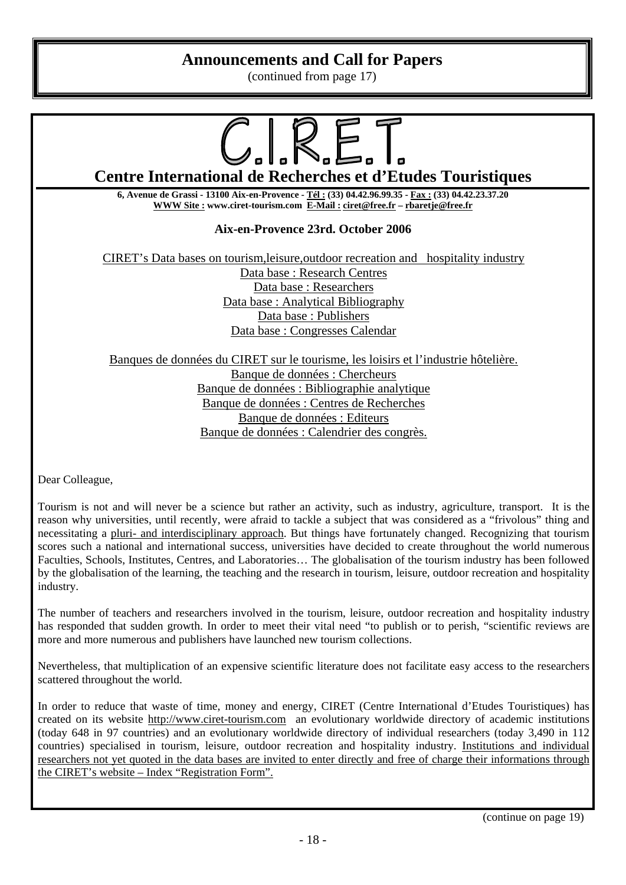# Announcements and Call for Papers

(continued from page 17)

# C.I.R.E.T.

## Centre International de Recherches et d'Etudes Touristiques

**6, Avenue de Grassi - 13100 Aix-en-Provence - Tél : (33) 04.42.96.99.35 - Fax : (33) 04.42.23.37.20**
**WWW Site : www.ciret-tourism.com E-Mail : ciret@free.fr – rbaretje@free.fr**

**Aix-en-Provence 23rd. October 2006**

CIRET's Data bases on tourism,leisure,outdoor recreation and hospitality industry
Data base : Research Centres
Data base : Researchers
Data base : Analytical Bibliography
Data base : Publishers
Data base : Congresses Calendar

Banques de données du CIRET sur le tourisme, les loisirs et l'industrie hôtelière.
Banque de données : Chercheurs
Banque de données : Bibliographie analytique
Banque de données : Centres de Recherches
Banque de données : Editeurs
Banque de données : Calendrier des congrès.

Dear Colleague,

Tourism is not and will never be a science but rather an activity, such as industry, agriculture, transport. It is the reason why universities, until recently, were afraid to tackle a subject that was considered as a "frivolous" thing and necessitating a pluri- and interdisciplinary approach. But things have fortunately changed. Recognizing that tourism scores such a national and international success, universities have decided to create throughout the world numerous Faculties, Schools, Institutes, Centres, and Laboratories… The globalisation of the tourism industry has been followed by the globalisation of the learning, the teaching and the research in tourism, leisure, outdoor recreation and hospitality industry.

The number of teachers and researchers involved in the tourism, leisure, outdoor recreation and hospitality industry has responded that sudden growth. In order to meet their vital need "to publish or to perish, "scientific reviews are more and more numerous and publishers have launched new tourism collections.

Nevertheless, that multiplication of an expensive scientific literature does not facilitate easy access to the researchers scattered throughout the world.

In order to reduce that waste of time, money and energy, CIRET (Centre International d'Etudes Touristiques) has created on its website http://www.ciret-tourism.com an evolutionary worldwide directory of academic institutions (today 648 in 97 countries) and an evolutionary worldwide directory of individual researchers (today 3,490 in 112 countries) specialised in tourism, leisure, outdoor recreation and hospitality industry. Institutions and individual researchers not yet quoted in the data bases are invited to enter directly and free of charge their informations through the CIRET's website – Index "Registration Form".

(continue on page 19)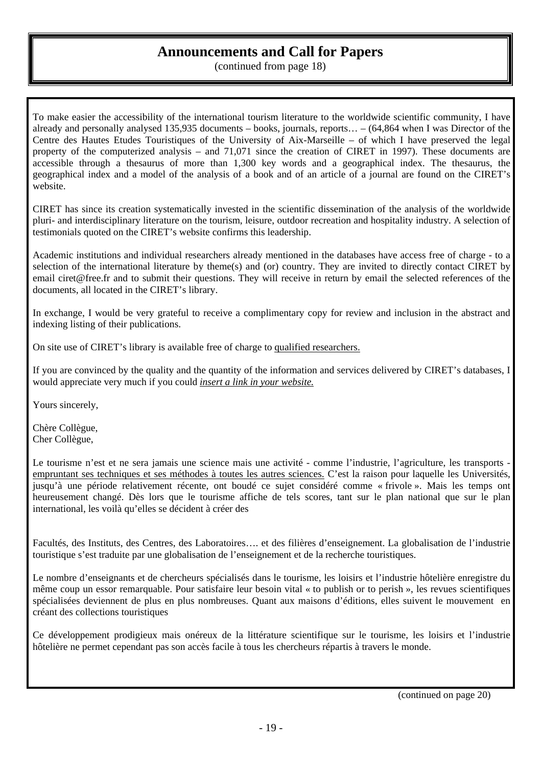# Announcements and Call for Papers

(continued from page 18)

To make easier the accessibility of the international tourism literature to the worldwide scientific community, I have already and personally analysed 135,935 documents – books, journals, reports… – (64,864 when I was Director of the Centre des Hautes Etudes Touristiques of the University of Aix-Marseille – of which I have preserved the legal property of the computerized analysis – and 71,071 since the creation of CIRET in 1997). These documents are accessible through a thesaurus of more than 1,300 key words and a geographical index. The thesaurus, the geographical index and a model of the analysis of a book and of an article of a journal are found on the CIRET's website.

CIRET has since its creation systematically invested in the scientific dissemination of the analysis of the worldwide pluri- and interdisciplinary literature on the tourism, leisure, outdoor recreation and hospitality industry. A selection of testimonials quoted on the CIRET's website confirms this leadership.

Academic institutions and individual researchers already mentioned in the databases have access free of charge - to a selection of the international literature by theme(s) and (or) country. They are invited to directly contact CIRET by email ciret@free.fr and to submit their questions. They will receive in return by email the selected references of the documents, all located in the CIRET's library.

In exchange, I would be very grateful to receive a complimentary copy for review and inclusion in the abstract and indexing listing of their publications.

On site use of CIRET's library is available free of charge to qualified researchers.

If you are convinced by the quality and the quantity of the information and services delivered by CIRET's databases, I would appreciate very much if you could *insert a link in your website.*

Yours sincerely,

Chère Collègue,
Cher Collègue,

Le tourisme n'est et ne sera jamais une science mais une activité - comme l'industrie, l'agriculture, les transports - empruntant ses techniques et ses méthodes à toutes les autres sciences. C'est la raison pour laquelle les Universités, jusqu'à une période relativement récente, ont boudé ce sujet considéré comme « frivole ». Mais les temps ont heureusement changé. Dès lors que le tourisme affiche de tels scores, tant sur le plan national que sur le plan international, les voilà qu'elles se décident à créer des

Facultés, des Instituts, des Centres, des Laboratoires…. et des filières d'enseignement. La globalisation de l'industrie touristique s'est traduite par une globalisation de l'enseignement et de la recherche touristiques.

Le nombre d'enseignants et de chercheurs spécialisés dans le tourisme, les loisirs et l'industrie hôtelière enregistre du même coup un essor remarquable. Pour satisfaire leur besoin vital « to publish or to perish », les revues scientifiques spécialisées deviennent de plus en plus nombreuses. Quant aux maisons d'éditions, elles suivent le mouvement en créant des collections touristiques

Ce développement prodigieux mais onéreux de la littérature scientifique sur le tourisme, les loisirs et l'industrie hôtelière ne permet cependant pas son accès facile à tous les chercheurs répartis à travers le monde.

(continued on page 20)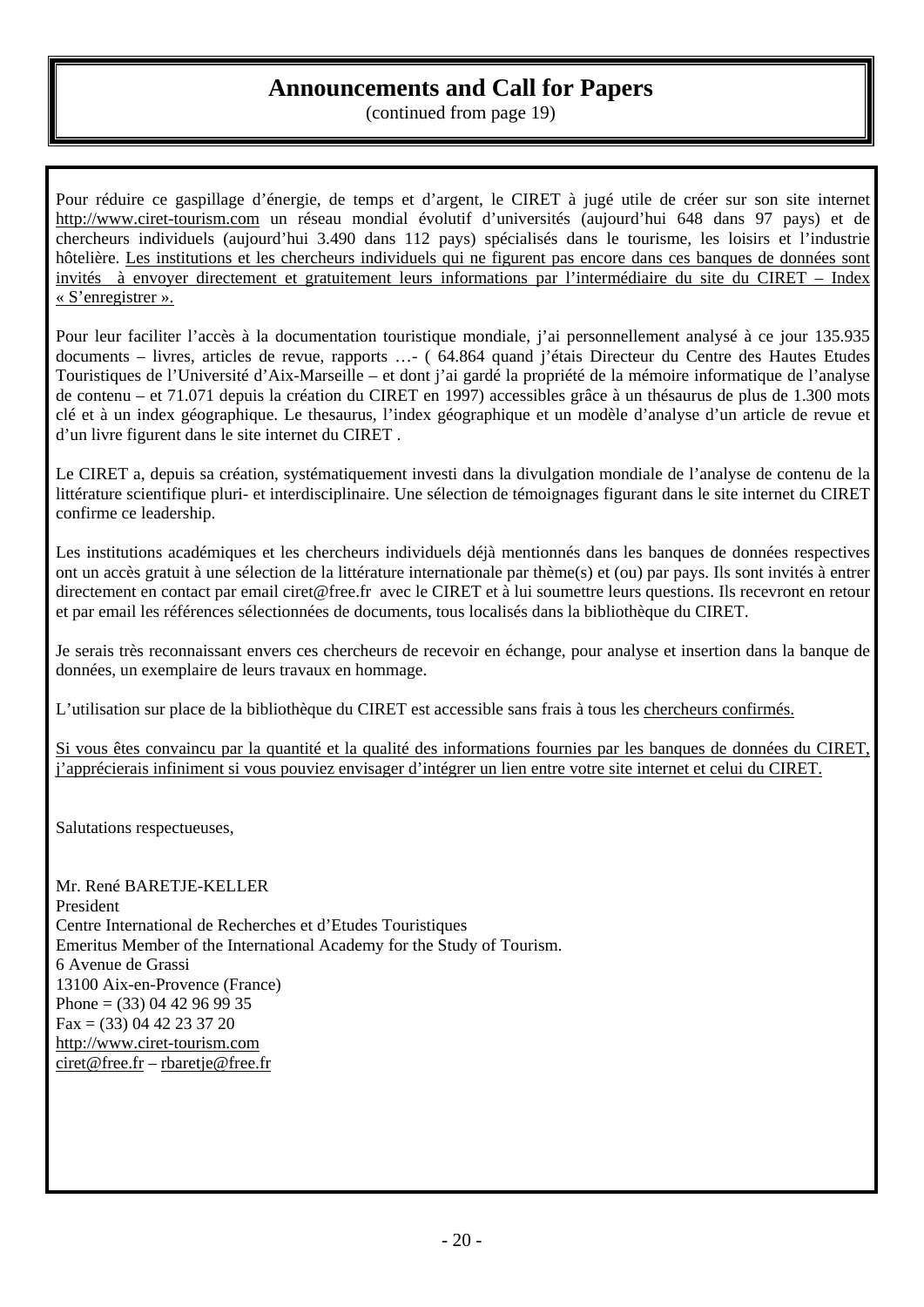# Announcements and Call for Papers

(continued from page 19)

Pour réduire ce gaspillage d'énergie, de temps et d'argent, le CIRET à jugé utile de créer sur son site internet http://www.ciret-tourism.com un réseau mondial évolutif d'universités (aujourd'hui 648 dans 97 pays) et de chercheurs individuels (aujourd'hui 3.490 dans 112 pays) spécialisés dans le tourisme, les loisirs et l'industrie hôtelière. Les institutions et les chercheurs individuels qui ne figurent pas encore dans ces banques de données sont invités à envoyer directement et gratuitement leurs informations par l'intermédiaire du site du CIRET – Index « S'enregistrer ».

Pour leur faciliter l'accès à la documentation touristique mondiale, j'ai personnellement analysé à ce jour 135.935 documents – livres, articles de revue, rapports …- ( 64.864 quand j'étais Directeur du Centre des Hautes Etudes Touristiques de l'Université d'Aix-Marseille – et dont j'ai gardé la propriété de la mémoire informatique de l'analyse de contenu – et 71.071 depuis la création du CIRET en 1997) accessibles grâce à un thésaurus de plus de 1.300 mots clé et à un index géographique. Le thesaurus, l'index géographique et un modèle d'analyse d'un article de revue et d'un livre figurent dans le site internet du CIRET .

Le CIRET a, depuis sa création, systématiquement investi dans la divulgation mondiale de l'analyse de contenu de la littérature scientifique pluri- et interdisciplinaire. Une sélection de témoignages figurant dans le site internet du CIRET confirme ce leadership.

Les institutions académiques et les chercheurs individuels déjà mentionnés dans les banques de données respectives ont un accès gratuit à une sélection de la littérature internationale par thème(s) et (ou) par pays. Ils sont invités à entrer directement en contact par email ciret@free.fr avec le CIRET et à lui soumettre leurs questions. Ils recevront en retour et par email les références sélectionnées de documents, tous localisés dans la bibliothèque du CIRET.

Je serais très reconnaissant envers ces chercheurs de recevoir en échange, pour analyse et insertion dans la banque de données, un exemplaire de leurs travaux en hommage.

L'utilisation sur place de la bibliothèque du CIRET est accessible sans frais à tous les chercheurs confirmés.

Si vous êtes convaincu par la quantité et la qualité des informations fournies par les banques de données du CIRET, j'apprécierais infiniment si vous pouviez envisager d'intégrer un lien entre votre site internet et celui du CIRET.

Salutations respectueuses,

Mr. René BARETJE-KELLER
President
Centre International de Recherches et d'Etudes Touristiques
Emeritus Member of the International Academy for the Study of Tourism.
6 Avenue de Grassi
13100 Aix-en-Provence (France)
Phone = (33) 04 42 96 99 35
Fax = (33) 04 42 23 37 20
http://www.ciret-tourism.com
ciret@free.fr – rbaretje@free.fr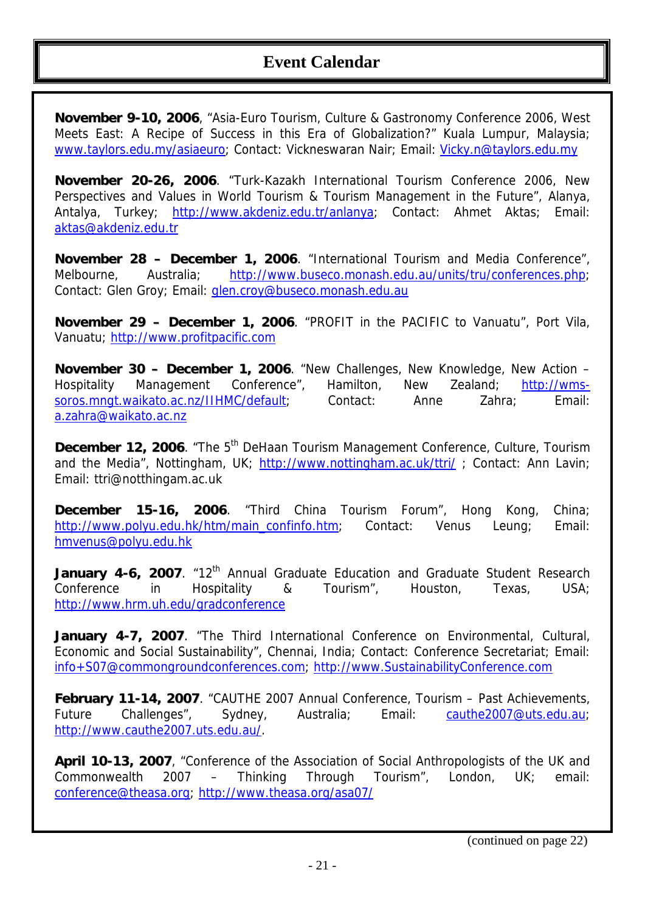# Event Calendar

**November 9-10, 2006**, "Asia-Euro Tourism, Culture & Gastronomy Conference 2006, West Meets East: A Recipe of Success in this Era of Globalization?" Kuala Lumpur, Malaysia; www.taylors.edu.my/asiaeuro; Contact: Vickneswaran Nair; Email: Vicky.n@taylors.edu.my

**November 20-26, 2006**. "Turk-Kazakh International Tourism Conference 2006, New Perspectives and Values in World Tourism & Tourism Management in the Future", Alanya, Antalya, Turkey; http://www.akdeniz.edu.tr/anlanya; Contact: Ahmet Aktas; Email: aktas@akdeniz.edu.tr

**November 28 – December 1, 2006**. "International Tourism and Media Conference", Melbourne, Australia; http://www.buseco.monash.edu.au/units/tru/conferences.php; Contact: Glen Groy; Email: glen.croy@buseco.monash.edu.au

**November 29 – December 1, 2006**. "PROFIT in the PACIFIC to Vanuatu", Port Vila, Vanuatu; http://www.profitpacific.com

**November 30 – December 1, 2006**. "New Challenges, New Knowledge, New Action – Hospitality Management Conference", Hamilton, New Zealand; http://wms-soros.mngt.waikato.ac.nz/IIHMC/default; Contact: Anne Zahra; Email: a.zahra@waikato.ac.nz

**December 12, 2006**. "The 5th DeHaan Tourism Management Conference, Culture, Tourism and the Media", Nottingham, UK; http://www.nottingham.ac.uk/ttri/ ; Contact: Ann Lavin; Email: ttri@notthingam.ac.uk

**December 15-16, 2006**. "Third China Tourism Forum", Hong Kong, China; http://www.polyu.edu.hk/htm/main_confinfo.htm; Contact: Venus Leung; Email: hmvenus@polyu.edu.hk

**January 4-6, 2007**. "12th Annual Graduate Education and Graduate Student Research Conference in Hospitality & Tourism", Houston, Texas, USA; http://www.hrm.uh.edu/gradconference

**January 4-7, 2007**. "The Third International Conference on Environmental, Cultural, Economic and Social Sustainability", Chennai, India; Contact: Conference Secretariat; Email: info+S07@commongroundconferences.com; http://www.SustainabilityConference.com

**February 11-14, 2007**. "CAUTHE 2007 Annual Conference, Tourism – Past Achievements, Future Challenges", Sydney, Australia; Email: cauthe2007@uts.edu.au; http://www.cauthe2007.uts.edu.au/.

**April 10-13, 2007**, "Conference of the Association of Social Anthropologists of the UK and Commonwealth 2007 – Thinking Through Tourism", London, UK; email: conference@theasa.org; http://www.theasa.org/asa07/

(continued on page 22)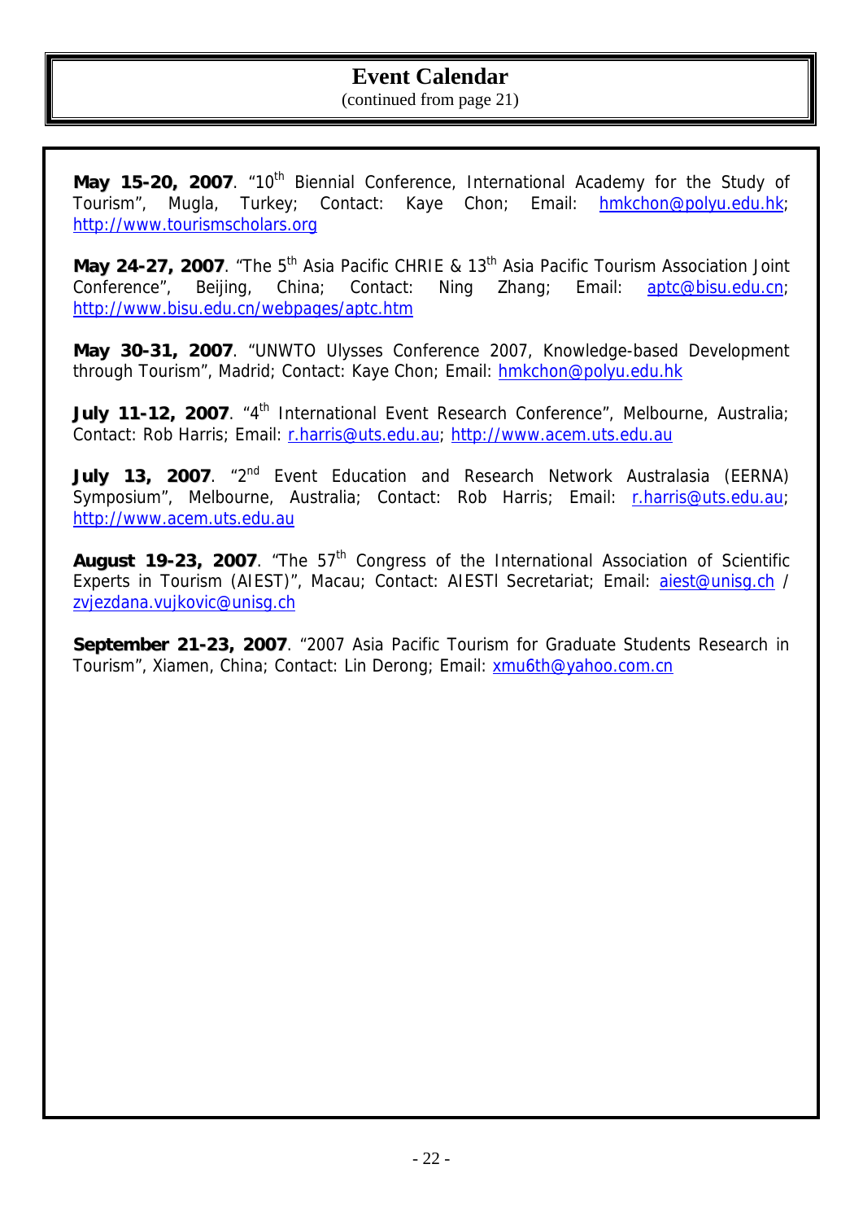# Event Calendar

(continued from page 21)

**May 15-20, 2007**. "10th Biennial Conference, International Academy for the Study of Tourism", Mugla, Turkey; Contact: Kaye Chon; Email: hmkchon@polyu.edu.hk; http://www.tourismscholars.org

**May 24-27, 2007**. "The 5th Asia Pacific CHRIE & 13th Asia Pacific Tourism Association Joint Conference", Beijing, China; Contact: Ning Zhang; Email: aptc@bisu.edu.cn; http://www.bisu.edu.cn/webpages/aptc.htm

**May 30-31, 2007**. "UNWTO Ulysses Conference 2007, Knowledge-based Development through Tourism", Madrid; Contact: Kaye Chon; Email: hmkchon@polyu.edu.hk

**July 11-12, 2007**. "4th International Event Research Conference", Melbourne, Australia; Contact: Rob Harris; Email: r.harris@uts.edu.au; http://www.acem.uts.edu.au

**July 13, 2007**. "2nd Event Education and Research Network Australasia (EERNA) Symposium", Melbourne, Australia; Contact: Rob Harris; Email: r.harris@uts.edu.au; http://www.acem.uts.edu.au

**August 19-23, 2007**. "The 57th Congress of the International Association of Scientific Experts in Tourism (AIEST)", Macau; Contact: AIESTI Secretariat; Email: aiest@unisg.ch / zvjezdana.vujkovic@unisg.ch

**September 21-23, 2007**. "2007 Asia Pacific Tourism for Graduate Students Research in Tourism", Xiamen, China; Contact: Lin Derong; Email: xmu6th@yahoo.com.cn